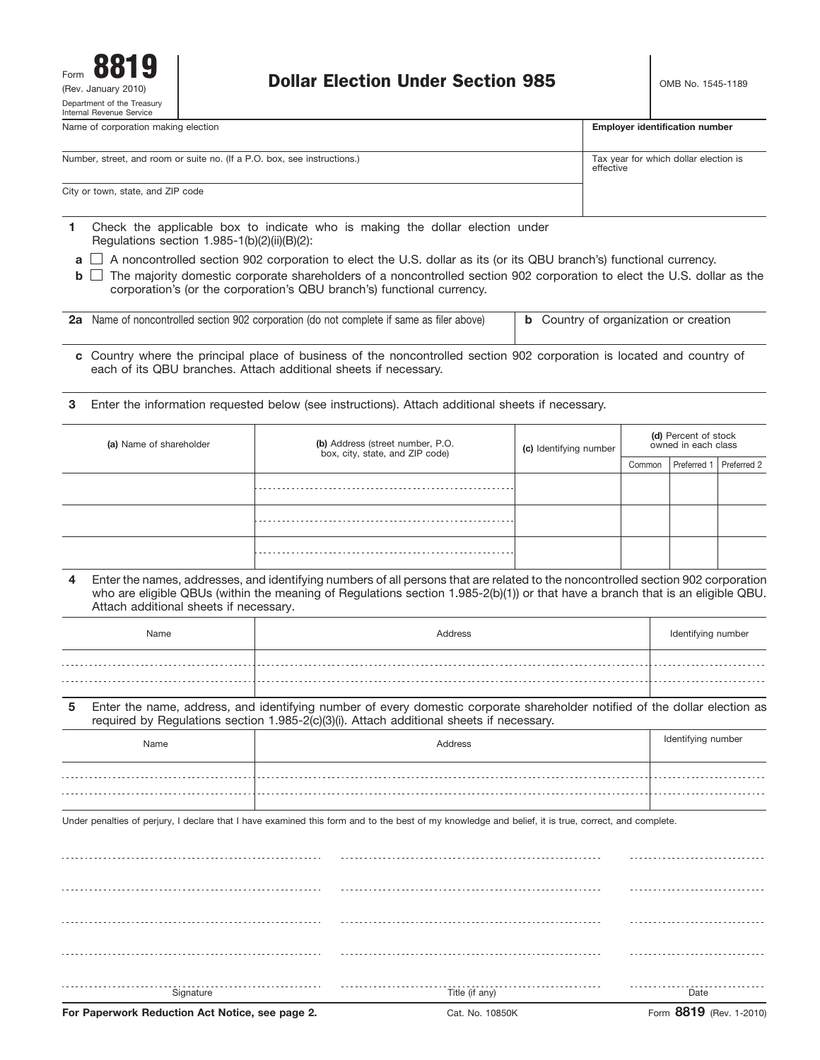Form **8819**
(Rev. January 2010)
Department of the Treasury
Internal Revenue Service

# Dollar Election Under Section 985

OMB No. 1545-1189

| Name of corporation making election | **Employer identification number** |
|---|---|
| Number, street, and room or suite no. (If a P.O. box, see instructions.) | Tax year for which dollar election is effective |
| City or town, state, and ZIP code | |

**1** Check the applicable box to indicate who is making the dollar election under Regulations section 1.985-1(b)(2)(ii)(B)(2):

**a** ☐ A noncontrolled section 902 corporation to elect the U.S. dollar as its (or its QBU branch's) functional currency.

**b** ☐ The majority domestic corporate shareholders of a noncontrolled section 902 corporation to elect the U.S. dollar as the corporation's (or the corporation's QBU branch's) functional currency.

| **2a** Name of noncontrolled section 902 corporation (do not complete if same as filer above) | **b** Country of organization or creation |
|---|---|
| | |

**c** Country where the principal place of business of the noncontrolled section 902 corporation is located and country of each of its QBU branches. Attach additional sheets if necessary.

**3** Enter the information requested below (see instructions). Attach additional sheets if necessary.

| **(a)** Name of shareholder | **(b)** Address (street number, P.O. box, city, state, and ZIP code) | **(c)** Identifying number | **(d)** Percent of stock owned in each class | | |
|---|---|---|---|---|---|
| | | | Common | Preferred 1 | Preferred 2 |
| | | | | | |
| | | | | | |
| | | | | | |

**4** Enter the names, addresses, and identifying numbers of all persons that are related to the noncontrolled section 902 corporation who are eligible QBUs (within the meaning of Regulations section 1.985-2(b)(1)) or that have a branch that is an eligible QBU. Attach additional sheets if necessary.

| Name | Address | Identifying number |
|---|---|---|
| | | |
| | | |

**5** Enter the name, address, and identifying number of every domestic corporate shareholder notified of the dollar election as required by Regulations section 1.985-2(c)(3)(i). Attach additional sheets if necessary.

| Name | Address | Identifying number |
|---|---|---|
| | | |
| | | |

Under penalties of perjury, I declare that I have examined this form and to the best of my knowledge and belief, it is true, correct, and complete.

| Signature | Title (if any) | Date |
|---|---|---|
| | | |
| | | |
| | | |
| | | |
| | | |

**For Paperwork Reduction Act Notice, see page 2.** Cat. No. 10850K Form **8819** (Rev. 1-2010)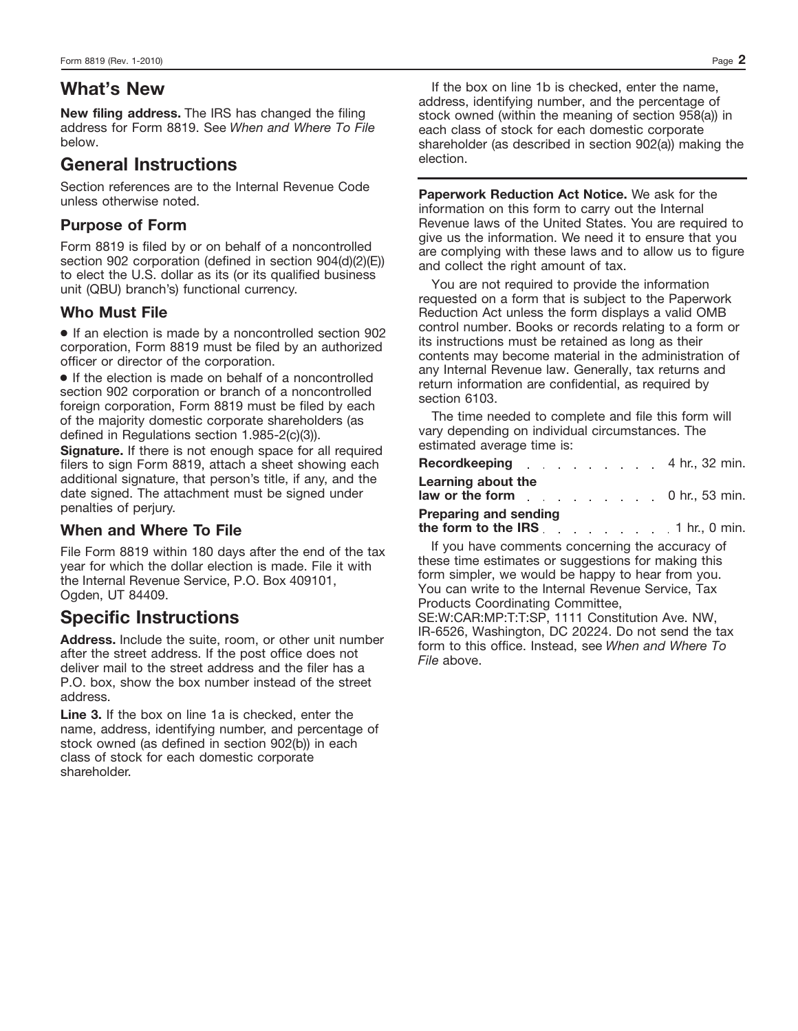## What's New

**New filing address.** The IRS has changed the filing address for Form 8819. See *When and Where To File* below.

## General Instructions

Section references are to the Internal Revenue Code unless otherwise noted.

### Purpose of Form

Form 8819 is filed by or on behalf of a noncontrolled section 902 corporation (defined in section 904(d)(2)(E)) to elect the U.S. dollar as its (or its qualified business unit (QBU) branch's) functional currency.

### Who Must File

- If an election is made by a noncontrolled section 902 corporation, Form 8819 must be filed by an authorized officer or director of the corporation.
- If the election is made on behalf of a noncontrolled section 902 corporation or branch of a noncontrolled foreign corporation, Form 8819 must be filed by each of the majority domestic corporate shareholders (as defined in Regulations section 1.985-2(c)(3)).

**Signature.** If there is not enough space for all required filers to sign Form 8819, attach a sheet showing each additional signature, that person's title, if any, and the date signed. The attachment must be signed under penalties of perjury.

### When and Where To File

File Form 8819 within 180 days after the end of the tax year for which the dollar election is made. File it with the Internal Revenue Service, P.O. Box 409101, Ogden, UT 84409.

## Specific Instructions

**Address.** Include the suite, room, or other unit number after the street address. If the post office does not deliver mail to the street address and the filer has a P.O. box, show the box number instead of the street address.

**Line 3.** If the box on line 1a is checked, enter the name, address, identifying number, and percentage of stock owned (as defined in section 902(b)) in each class of stock for each domestic corporate shareholder.

If the box on line 1b is checked, enter the name, address, identifying number, and the percentage of stock owned (within the meaning of section 958(a)) in each class of stock for each domestic corporate shareholder (as described in section 902(a)) making the election.

---

**Paperwork Reduction Act Notice.** We ask for the information on this form to carry out the Internal Revenue laws of the United States. You are required to give us the information. We need it to ensure that you are complying with these laws and to allow us to figure and collect the right amount of tax.

You are not required to provide the information requested on a form that is subject to the Paperwork Reduction Act unless the form displays a valid OMB control number. Books or records relating to a form or its instructions must be retained as long as their contents may become material in the administration of any Internal Revenue law. Generally, tax returns and return information are confidential, as required by section 6103.

The time needed to complete and file this form will vary depending on individual circumstances. The estimated average time is:

| | |
|---|---|
| **Recordkeeping** | 4 hr., 32 min. |
| **Learning about the law or the form** | 0 hr., 53 min. |
| **Preparing and sending the form to the IRS** | 1 hr., 0 min. |

If you have comments concerning the accuracy of these time estimates or suggestions for making this form simpler, we would be happy to hear from you. You can write to the Internal Revenue Service, Tax Products Coordinating Committee, SE:W:CAR:MP:T:T:SP, 1111 Constitution Ave. NW, IR-6526, Washington, DC 20224. Do not send the tax form to this office. Instead, see *When and Where To File* above.